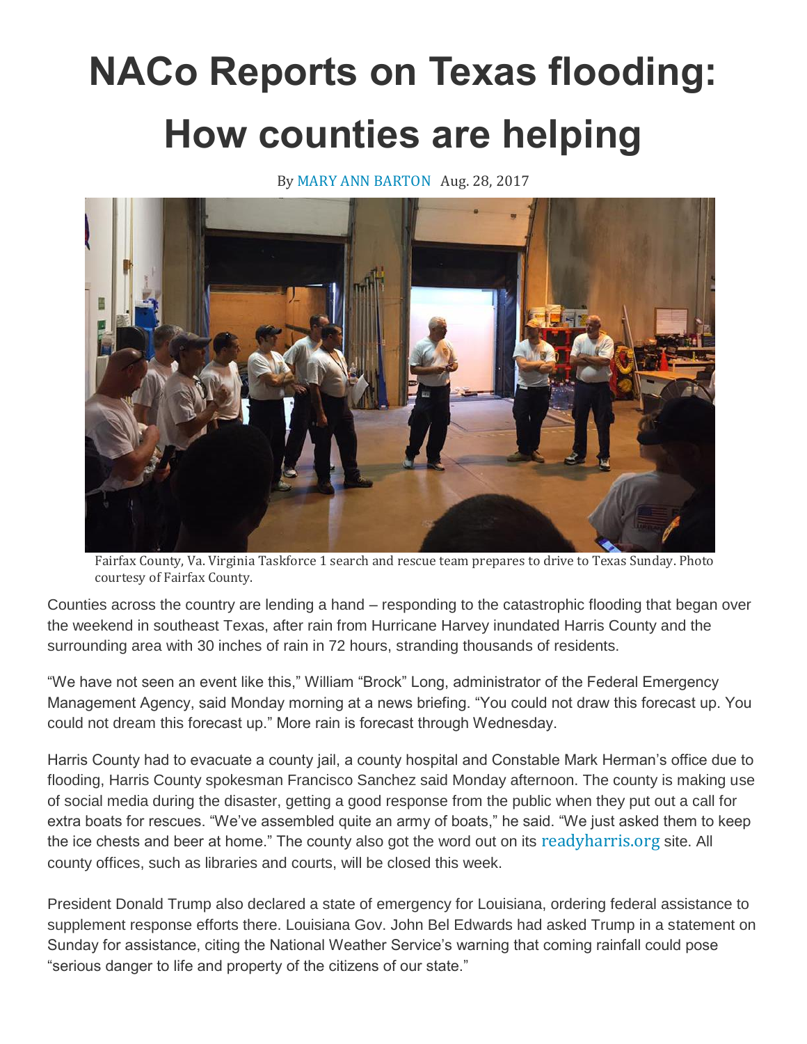# NACo Reports on Texas flooding: How counties are helping

By MARY ANN BARTON Aug. 28, 2017

Fairfax County, Va. Virginia Taskforce 1 search and rescue team prepares to drive to Texas Sunday. Photo courtesy of Fairfax County.

Counties across the country are lending a hand – responding to the catastrophic flooding that began over the weekend in southeast Texas, after rain from Hurricane Harvey inundated Harris County and the surrounding area with 30 inches of rain in 72 hours, stranding thousands of residents.

"We have not seen an event like this," William "Brock" Long, administrator of the Federal Emergency Management Agency, said Monday morning at a news briefing. "You could not draw this forecast up. You could not dream this forecast up." More rain is forecast through Wednesday.

Harris County had to evacuate a county jail, a county hospital and Constable Mark Herman's office due to flooding, Harris County spokesman Francisco Sanchez said Monday afternoon. The county is making use of social media during the disaster, getting a good response from the public when they put out a call for extra boats for rescues. "We've assembled quite an army of boats," he said. "We just asked them to keep the ice chests and beer at home." The county also got the word out on its readyharris.org site. All county offices, such as libraries and courts, will be closed this week.

President Donald Trump also declared a state of emergency for Louisiana, ordering federal assistance to supplement response efforts there. Louisiana Gov. John Bel Edwards had asked Trump in a statement on Sunday for assistance, citing the National Weather Service's warning that coming rainfall could pose "serious danger to life and property of the citizens of our state."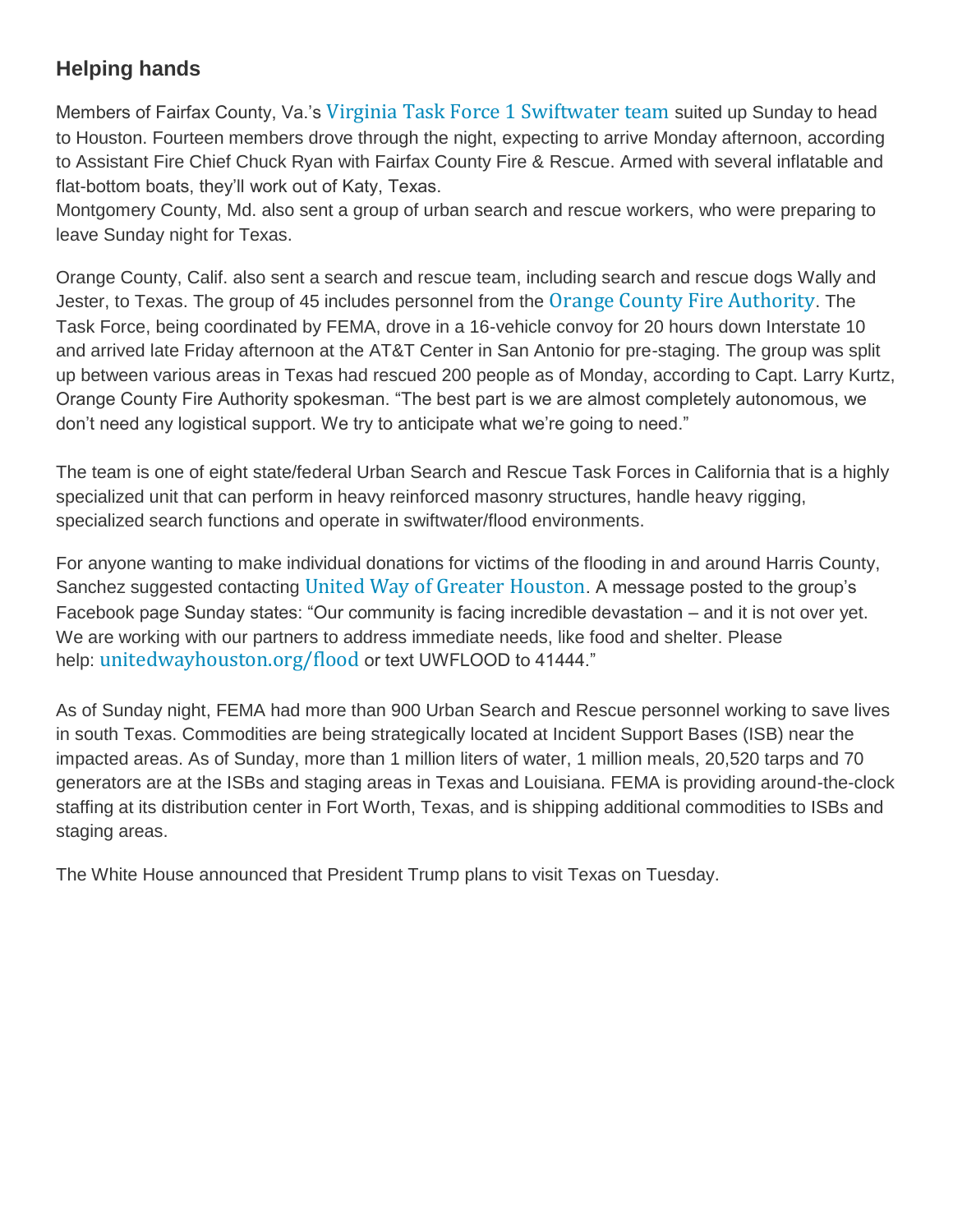## Helping hands

Members of Fairfax County, Va.'s Virginia Task Force 1 Swiftwater team suited up Sunday to head to Houston. Fourteen members drove through the night, expecting to arrive Monday afternoon, according to Assistant Fire Chief Chuck Ryan with Fairfax County Fire & Rescue. Armed with several inflatable and flat-bottom boats, they'll work out of Katy, Texas.
Montgomery County, Md. also sent a group of urban search and rescue workers, who were preparing to leave Sunday night for Texas.

Orange County, Calif. also sent a search and rescue team, including search and rescue dogs Wally and Jester, to Texas. The group of 45 includes personnel from the Orange County Fire Authority. The Task Force, being coordinated by FEMA, drove in a 16-vehicle convoy for 20 hours down Interstate 10 and arrived late Friday afternoon at the AT&T Center in San Antonio for pre-staging. The group was split up between various areas in Texas had rescued 200 people as of Monday, according to Capt. Larry Kurtz, Orange County Fire Authority spokesman. "The best part is we are almost completely autonomous, we don't need any logistical support. We try to anticipate what we're going to need."

The team is one of eight state/federal Urban Search and Rescue Task Forces in California that is a highly specialized unit that can perform in heavy reinforced masonry structures, handle heavy rigging, specialized search functions and operate in swiftwater/flood environments.

For anyone wanting to make individual donations for victims of the flooding in and around Harris County, Sanchez suggested contacting United Way of Greater Houston. A message posted to the group's Facebook page Sunday states: "Our community is facing incredible devastation – and it is not over yet. We are working with our partners to address immediate needs, like food and shelter. Please help: unitedwayhouston.org/flood or text UWFLOOD to 41444."

As of Sunday night, FEMA had more than 900 Urban Search and Rescue personnel working to save lives in south Texas. Commodities are being strategically located at Incident Support Bases (ISB) near the impacted areas. As of Sunday, more than 1 million liters of water, 1 million meals, 20,520 tarps and 70 generators are at the ISBs and staging areas in Texas and Louisiana. FEMA is providing around-the-clock staffing at its distribution center in Fort Worth, Texas, and is shipping additional commodities to ISBs and staging areas.

The White House announced that President Trump plans to visit Texas on Tuesday.